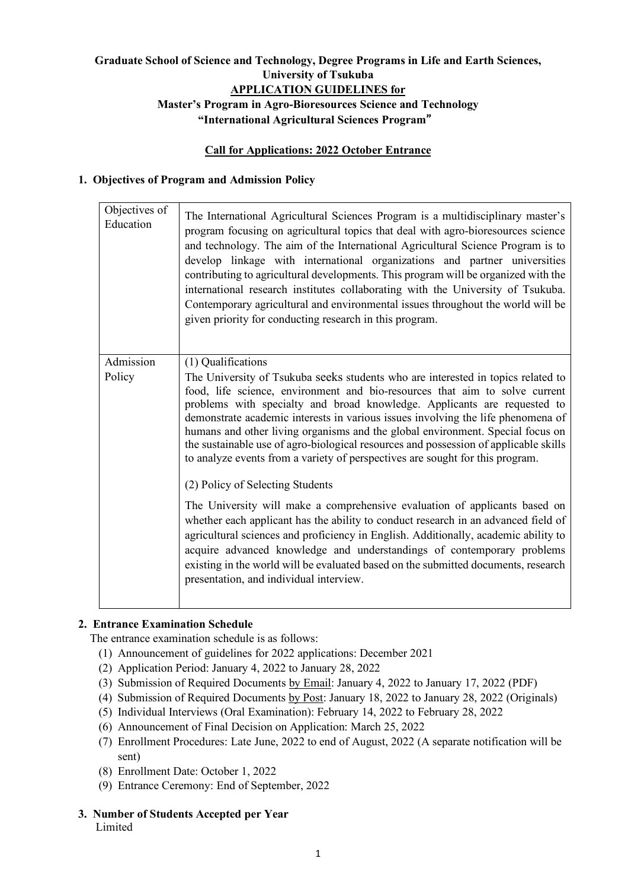**Graduate School of Science and Technology, Degree Programs in Life and Earth Sciences, University of Tsukuba**

**APPLICATION GUIDELINES for**

**Master's Program in Agro-Bioresources Science and Technology**

**"International Agricultural Sciences Program"**

**Call for Applications: 2022 October Entrance**

## 1. Objectives of Program and Admission Policy

| | |
|---|---|
| Objectives of Education | The International Agricultural Sciences Program is a multidisciplinary master's program focusing on agricultural topics that deal with agro-bioresources science and technology. The aim of the International Agricultural Science Program is to develop linkage with international organizations and partner universities contributing to agricultural developments. This program will be organized with the international research institutes collaborating with the University of Tsukuba. Contemporary agricultural and environmental issues throughout the world will be given priority for conducting research in this program. |
| Admission Policy | (1) Qualifications<br>The University of Tsukuba seeks students who are interested in topics related to food, life science, environment and bio-resources that aim to solve current problems with specialty and broad knowledge. Applicants are requested to demonstrate academic interests in various issues involving the life phenomena of humans and other living organisms and the global environment. Special focus on the sustainable use of agro-biological resources and possession of applicable skills to analyze events from a variety of perspectives are sought for this program.<br><br>(2) Policy of Selecting Students<br><br>The University will make a comprehensive evaluation of applicants based on whether each applicant has the ability to conduct research in an advanced field of agricultural sciences and proficiency in English. Additionally, academic ability to acquire advanced knowledge and understandings of contemporary problems existing in the world will be evaluated based on the submitted documents, research presentation, and individual interview. |

## 2. Entrance Examination Schedule

The entrance examination schedule is as follows:

(1) Announcement of guidelines for 2022 applications: December 2021
(2) Application Period: January 4, 2022 to January 28, 2022
(3) Submission of Required Documents by Email: January 4, 2022 to January 17, 2022 (PDF)
(4) Submission of Required Documents by Post: January 18, 2022 to January 28, 2022 (Originals)
(5) Individual Interviews (Oral Examination): February 14, 2022 to February 28, 2022
(6) Announcement of Final Decision on Application: March 25, 2022
(7) Enrollment Procedures: Late June, 2022 to end of August, 2022 (A separate notification will be sent)
(8) Enrollment Date: October 1, 2022
(9) Entrance Ceremony: End of September, 2022

## 3. Number of Students Accepted per Year

Limited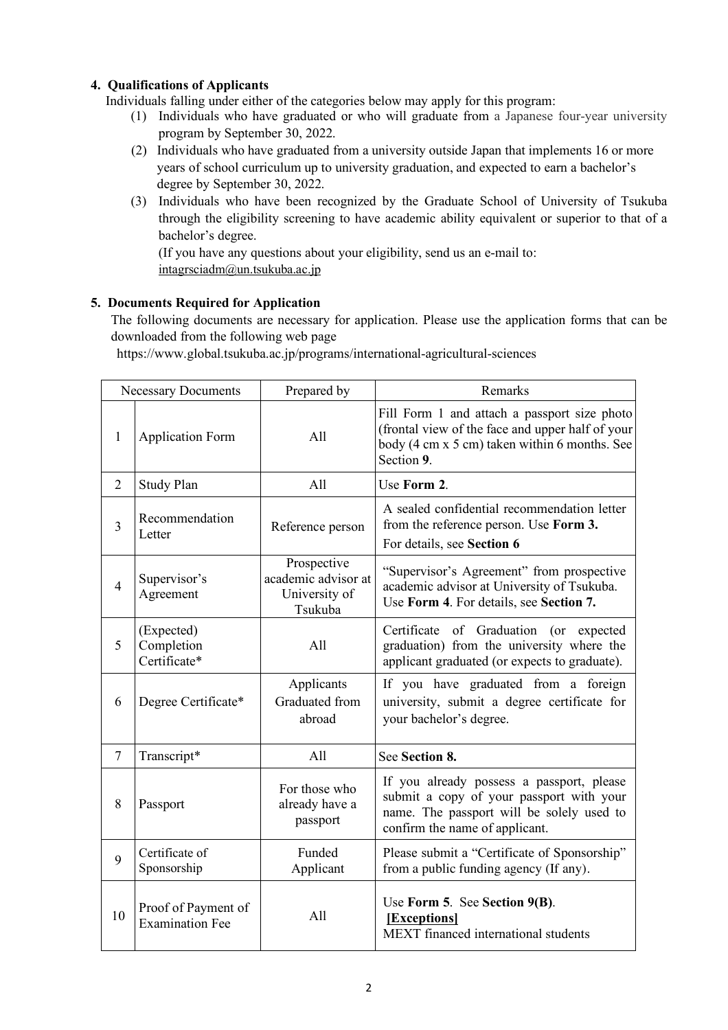## 4. Qualifications of Applicants

Individuals falling under either of the categories below may apply for this program:

(1) Individuals who have graduated or who will graduate from a Japanese four-year university program by September 30, 2022.

(2) Individuals who have graduated from a university outside Japan that implements 16 or more years of school curriculum up to university graduation, and expected to earn a bachelor's degree by September 30, 2022.

(3) Individuals who have been recognized by the Graduate School of University of Tsukuba through the eligibility screening to have academic ability equivalent or superior to that of a bachelor's degree.
(If you have any questions about your eligibility, send us an e-mail to: intagrsciadm@un.tsukuba.ac.jp

## 5. Documents Required for Application

The following documents are necessary for application. Please use the application forms that can be downloaded from the following web page
https://www.global.tsukuba.ac.jp/programs/international-agricultural-sciences

| Necessary Documents | | Prepared by | Remarks |
|---|---|---|---|
| 1 | Application Form | All | Fill Form 1 and attach a passport size photo (frontal view of the face and upper half of your body (4 cm x 5 cm) taken within 6 months. See Section **9**. |
| 2 | Study Plan | All | Use **Form 2**. |
| 3 | Recommendation Letter | Reference person | A sealed confidential recommendation letter from the reference person. Use **Form 3.** For details, see **Section 6** |
| 4 | Supervisor's Agreement | Prospective academic advisor at University of Tsukuba | "Supervisor's Agreement" from prospective academic advisor at University of Tsukuba. Use **Form 4**. For details, see **Section 7.** |
| 5 | (Expected) Completion Certificate* | All | Certificate of Graduation (or expected graduation) from the university where the applicant graduated (or expects to graduate). |
| 6 | Degree Certificate* | Applicants Graduated from abroad | If you have graduated from a foreign university, submit a degree certificate for your bachelor's degree. |
| 7 | Transcript* | All | See **Section 8.** |
| 8 | Passport | For those who already have a passport | If you already possess a passport, please submit a copy of your passport with your name. The passport will be solely used to confirm the name of applicant. |
| 9 | Certificate of Sponsorship | Funded Applicant | Please submit a "Certificate of Sponsorship" from a public funding agency (If any). |
| 10 | Proof of Payment of Examination Fee | All | Use **Form 5**. See **Section 9(B)**. **[Exceptions]** MEXT financed international students |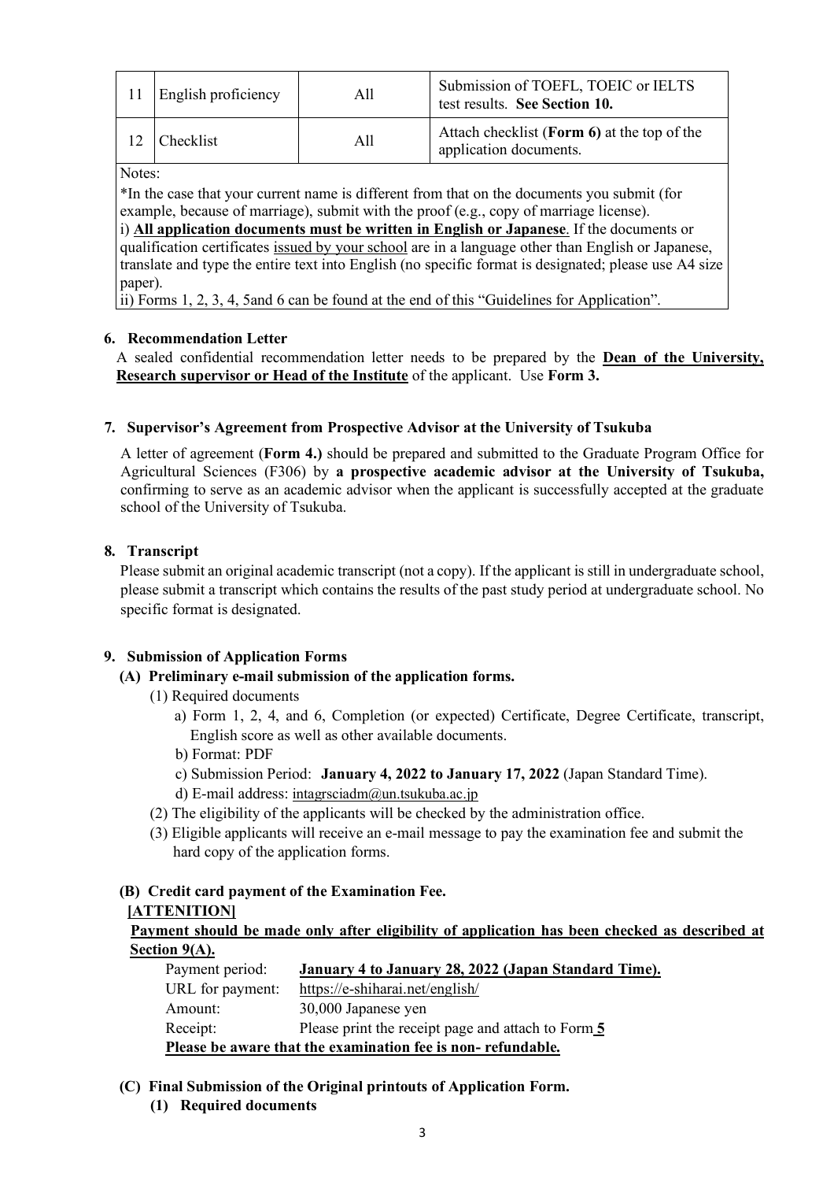| 11 | English proficiency | All | Submission of TOEFL, TOEIC or IELTS test results. **See Section 10.** |
|---|---|---|---|
| 12 | Checklist | All | Attach checklist (**Form 6)** at the top of the application documents. |

Notes:

*In the case that your current name is different from that on the documents you submit (for example, because of marriage), submit with the proof (e.g., copy of marriage license).

i) **All application documents must be written in English or Japanese**. If the documents or qualification certificates issued by your school are in a language other than English or Japanese, translate and type the entire text into English (no specific format is designated; please use A4 size paper).

ii) Forms 1, 2, 3, 4, 5and 6 can be found at the end of this "Guidelines for Application".

### 6. Recommendation Letter

A sealed confidential recommendation letter needs to be prepared by the **Dean of the University, Research supervisor or Head of the Institute** of the applicant. Use **Form 3.**

### 7. Supervisor's Agreement from Prospective Advisor at the University of Tsukuba

A letter of agreement (**Form 4.)** should be prepared and submitted to the Graduate Program Office for Agricultural Sciences (F306) by **a prospective academic advisor at the University of Tsukuba,** confirming to serve as an academic advisor when the applicant is successfully accepted at the graduate school of the University of Tsukuba.

### 8. Transcript

Please submit an original academic transcript (not a copy). If the applicant is still in undergraduate school, please submit a transcript which contains the results of the past study period at undergraduate school. No specific format is designated.

### 9. Submission of Application Forms

#### (A) Preliminary e-mail submission of the application forms.

(1) Required documents

a) Form 1, 2, 4, and 6, Completion (or expected) Certificate, Degree Certificate, transcript, English score as well as other available documents.

b) Format: PDF

c) Submission Period: **January 4, 2022 to January 17, 2022** (Japan Standard Time).

d) E-mail address: intagrsciadm@un.tsukuba.ac.jp

(2) The eligibility of the applicants will be checked by the administration office.

(3) Eligible applicants will receive an e-mail message to pay the examination fee and submit the hard copy of the application forms.

#### (B) Credit card payment of the Examination Fee.

**[ATTENITION]**

**Payment should be made only after eligibility of application has been checked as described at Section 9(A).**

Payment period: **January 4 to January 28, 2022 (Japan Standard Time).**

URL for payment: https://e-shiharai.net/english/

Amount: 30,000 Japanese yen

Receipt: Please print the receipt page and attach to Form **5**

**Please be aware that the examination fee is non- refundable.**

#### (C) Final Submission of the Original printouts of Application Form.

**(1) Required documents**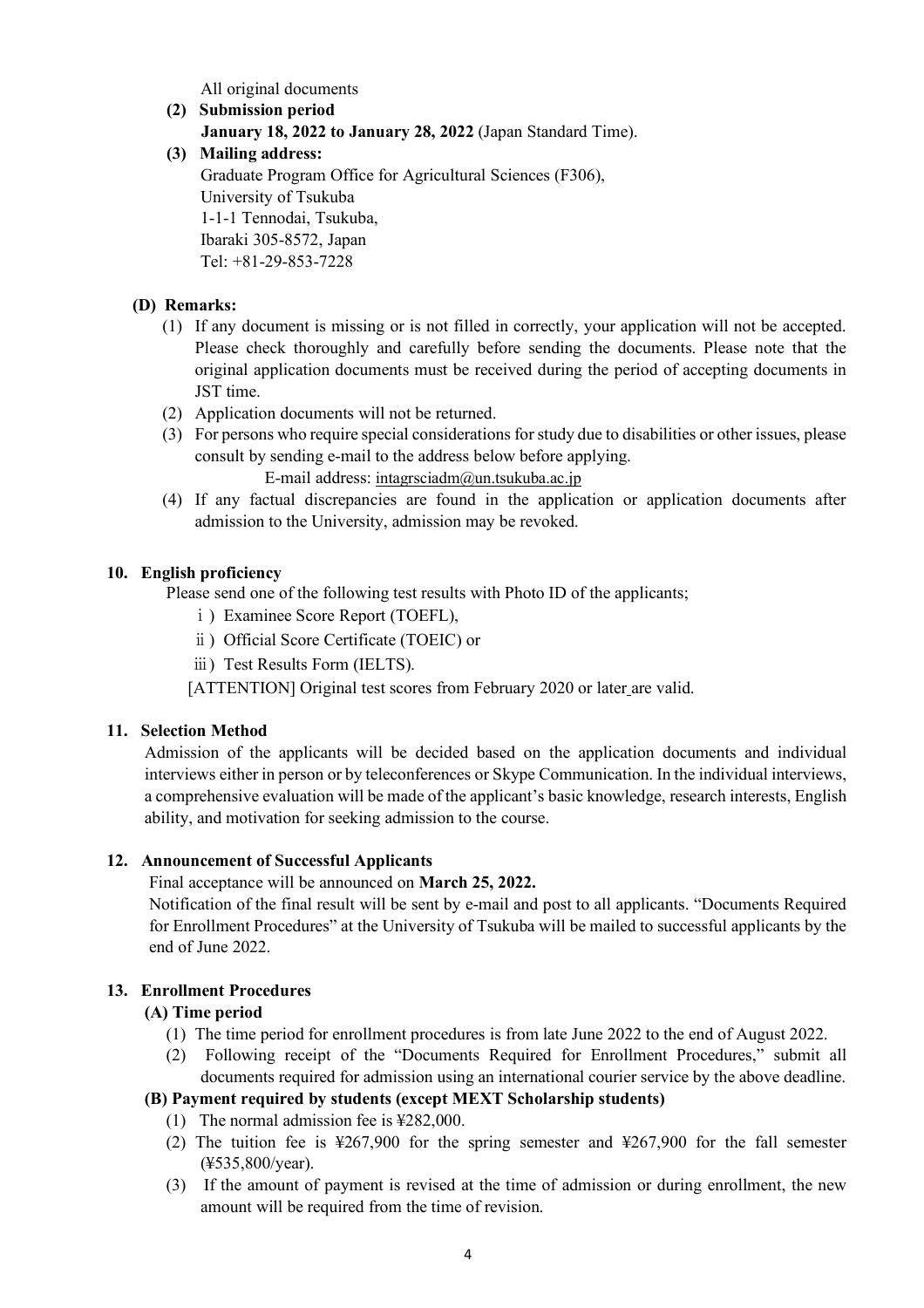All original documents

**(2) Submission period**

**January 18, 2022 to January 28, 2022** (Japan Standard Time).

**(3) Mailing address:**

Graduate Program Office for Agricultural Sciences (F306),
University of Tsukuba
1-1-1 Tennodai, Tsukuba,
Ibaraki 305-8572, Japan
Tel: +81-29-853-7228

**(D) Remarks:**

(1) If any document is missing or is not filled in correctly, your application will not be accepted. Please check thoroughly and carefully before sending the documents. Please note that the original application documents must be received during the period of accepting documents in JST time.

(2) Application documents will not be returned.

(3) For persons who require special considerations for study due to disabilities or other issues, please consult by sending e-mail to the address below before applying.

E-mail address: intagrsciadm@un.tsukuba.ac.jp

(4) If any factual discrepancies are found in the application or application documents after admission to the University, admission may be revoked.

## 10. English proficiency

Please send one of the following test results with Photo ID of the applicants;

ⅰ) Examinee Score Report (TOEFL),

ⅱ) Official Score Certificate (TOEIC) or

ⅲ) Test Results Form (IELTS).

[ATTENTION] Original test scores from February 2020 or later are valid.

## 11. Selection Method

Admission of the applicants will be decided based on the application documents and individual interviews either in person or by teleconferences or Skype Communication. In the individual interviews, a comprehensive evaluation will be made of the applicant's basic knowledge, research interests, English ability, and motivation for seeking admission to the course.

## 12. Announcement of Successful Applicants

Final acceptance will be announced on **March 25, 2022.**

Notification of the final result will be sent by e-mail and post to all applicants. "Documents Required for Enrollment Procedures" at the University of Tsukuba will be mailed to successful applicants by the end of June 2022.

## 13. Enrollment Procedures

**(A) Time period**

(1) The time period for enrollment procedures is from late June 2022 to the end of August 2022.

(2) Following receipt of the "Documents Required for Enrollment Procedures," submit all documents required for admission using an international courier service by the above deadline.

**(B) Payment required by students (except MEXT Scholarship students)**

(1) The normal admission fee is ¥282,000.

(2) The tuition fee is ¥267,900 for the spring semester and ¥267,900 for the fall semester (¥535,800/year).

(3) If the amount of payment is revised at the time of admission or during enrollment, the new amount will be required from the time of revision.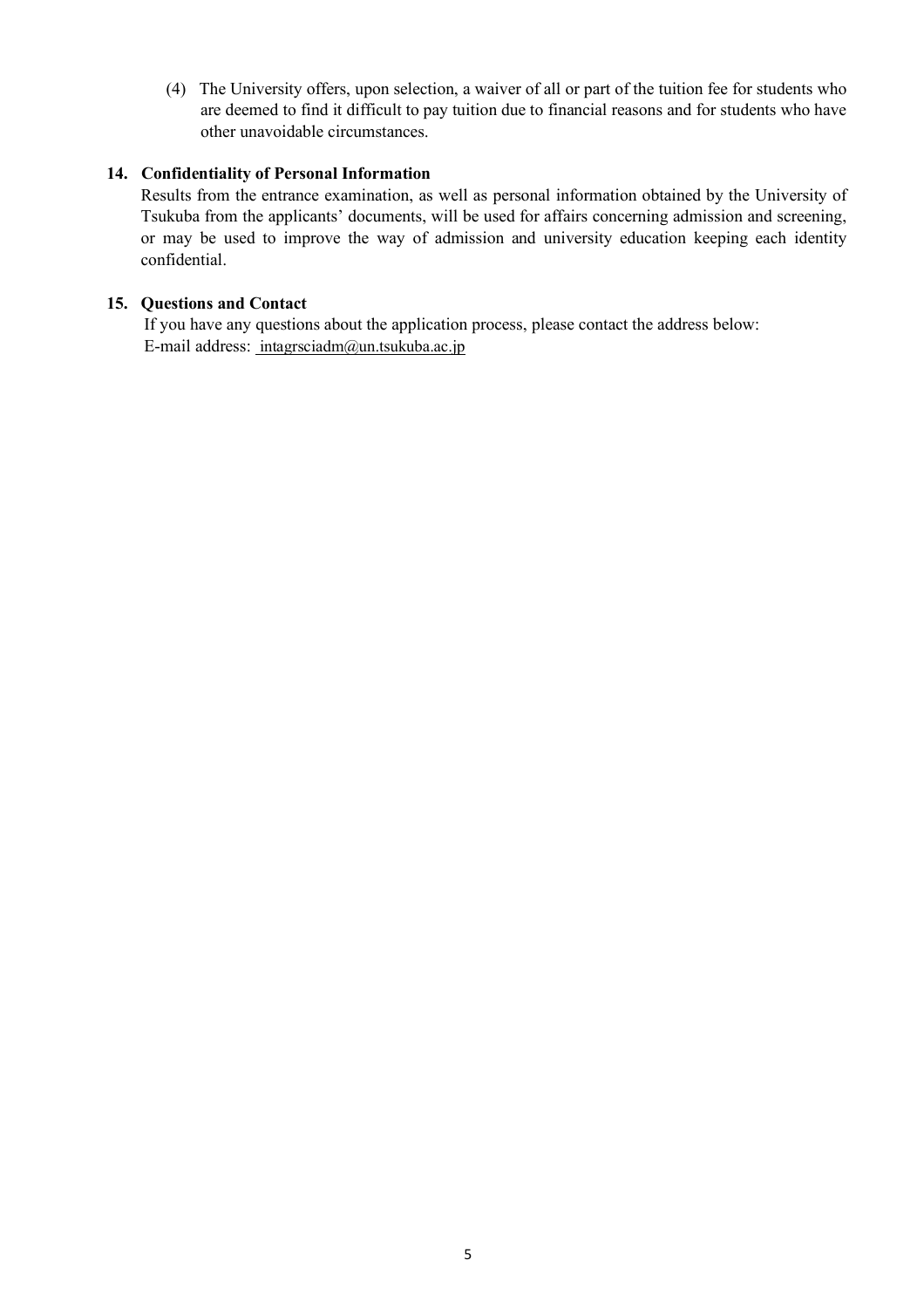(4) The University offers, upon selection, a waiver of all or part of the tuition fee for students who are deemed to find it difficult to pay tuition due to financial reasons and for students who have other unavoidable circumstances.

## 14. Confidentiality of Personal Information

Results from the entrance examination, as well as personal information obtained by the University of Tsukuba from the applicants' documents, will be used for affairs concerning admission and screening, or may be used to improve the way of admission and university education keeping each identity confidential.

## 15. Questions and Contact

If you have any questions about the application process, please contact the address below:
E-mail address: intagrsciadm@un.tsukuba.ac.jp